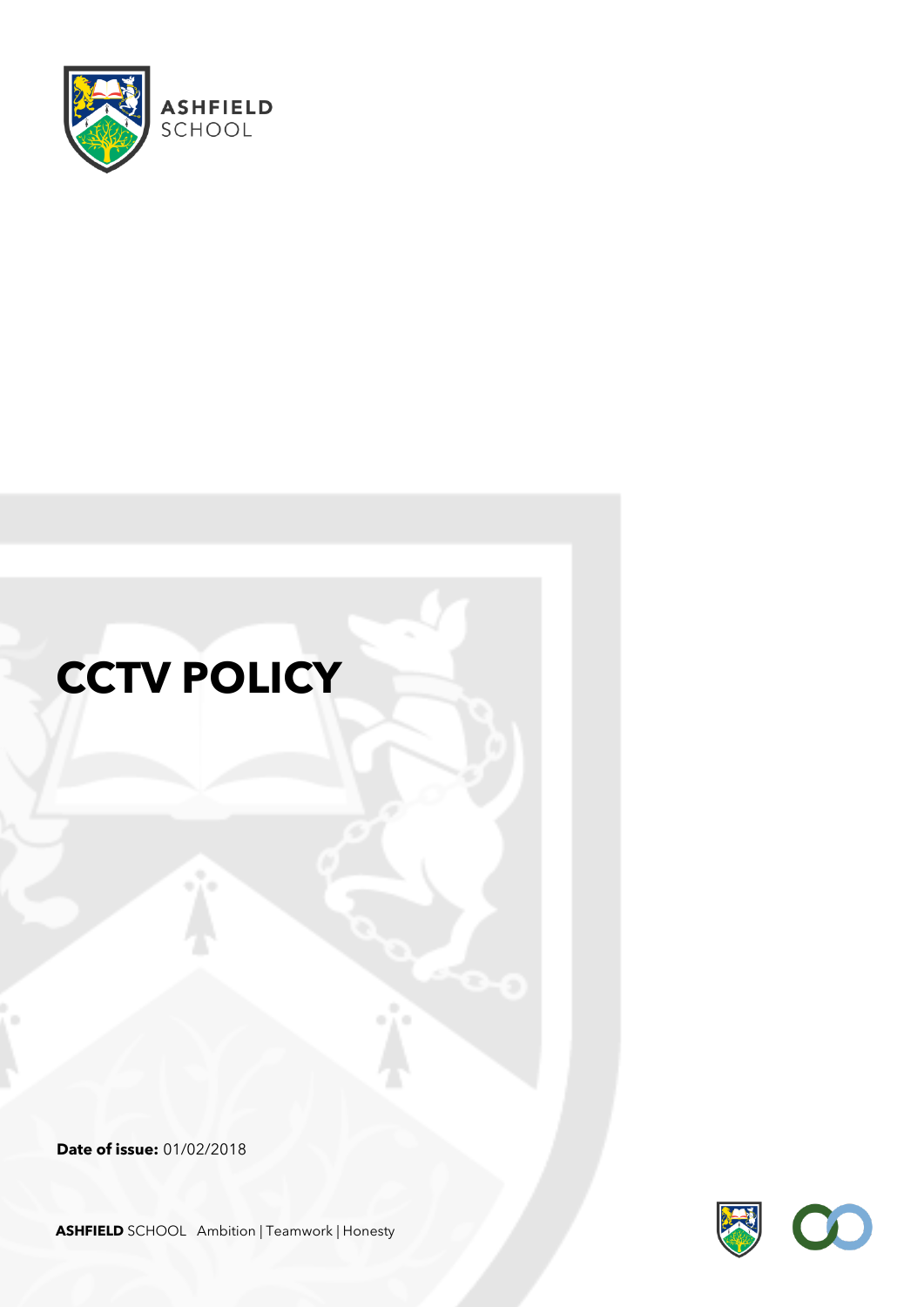ASHFIELD SCHOOL

# CCTV POLICY

**Date of issue:** 01/02/2018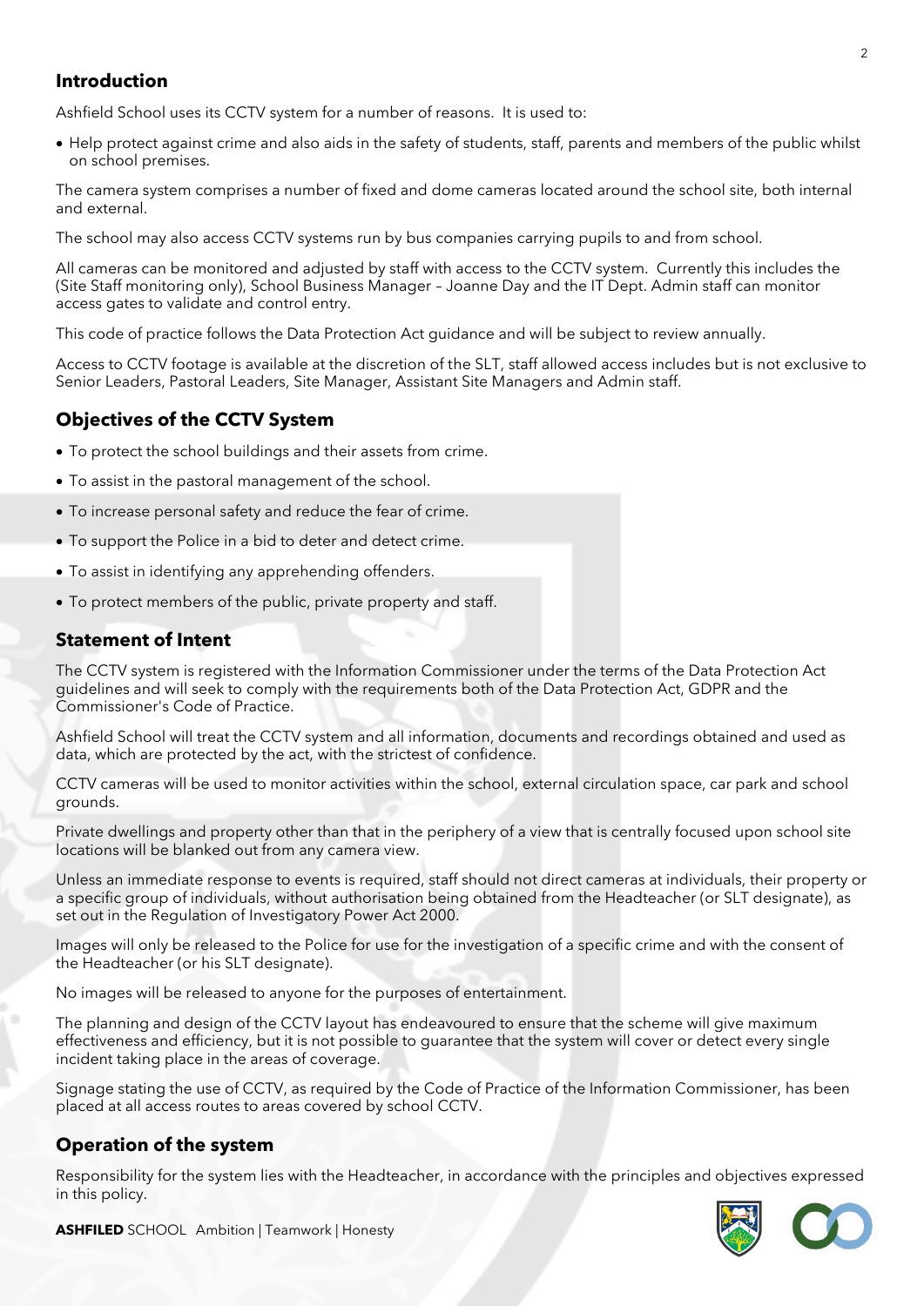## Introduction

Ashfield School uses its CCTV system for a number of reasons. It is used to:

- Help protect against crime and also aids in the safety of students, staff, parents and members of the public whilst on school premises.

The camera system comprises a number of fixed and dome cameras located around the school site, both internal and external.

The school may also access CCTV systems run by bus companies carrying pupils to and from school.

All cameras can be monitored and adjusted by staff with access to the CCTV system. Currently this includes the (Site Staff monitoring only), School Business Manager – Joanne Day and the IT Dept. Admin staff can monitor access gates to validate and control entry.

This code of practice follows the Data Protection Act guidance and will be subject to review annually.

Access to CCTV footage is available at the discretion of the SLT, staff allowed access includes but is not exclusive to Senior Leaders, Pastoral Leaders, Site Manager, Assistant Site Managers and Admin staff.

## Objectives of the CCTV System

- To protect the school buildings and their assets from crime.
- To assist in the pastoral management of the school.
- To increase personal safety and reduce the fear of crime.
- To support the Police in a bid to deter and detect crime.
- To assist in identifying any apprehending offenders.
- To protect members of the public, private property and staff.

## Statement of Intent

The CCTV system is registered with the Information Commissioner under the terms of the Data Protection Act guidelines and will seek to comply with the requirements both of the Data Protection Act, GDPR and the Commissioner's Code of Practice.

Ashfield School will treat the CCTV system and all information, documents and recordings obtained and used as data, which are protected by the act, with the strictest of confidence.

CCTV cameras will be used to monitor activities within the school, external circulation space, car park and school grounds.

Private dwellings and property other than that in the periphery of a view that is centrally focused upon school site locations will be blanked out from any camera view.

Unless an immediate response to events is required, staff should not direct cameras at individuals, their property or a specific group of individuals, without authorisation being obtained from the Headteacher (or SLT designate), as set out in the Regulation of Investigatory Power Act 2000.

Images will only be released to the Police for use for the investigation of a specific crime and with the consent of the Headteacher (or his SLT designate).

No images will be released to anyone for the purposes of entertainment.

The planning and design of the CCTV layout has endeavoured to ensure that the scheme will give maximum effectiveness and efficiency, but it is not possible to guarantee that the system will cover or detect every single incident taking place in the areas of coverage.

Signage stating the use of CCTV, as required by the Code of Practice of the Information Commissioner, has been placed at all access routes to areas covered by school CCTV.

## Operation of the system

Responsibility for the system lies with the Headteacher, in accordance with the principles and objectives expressed in this policy.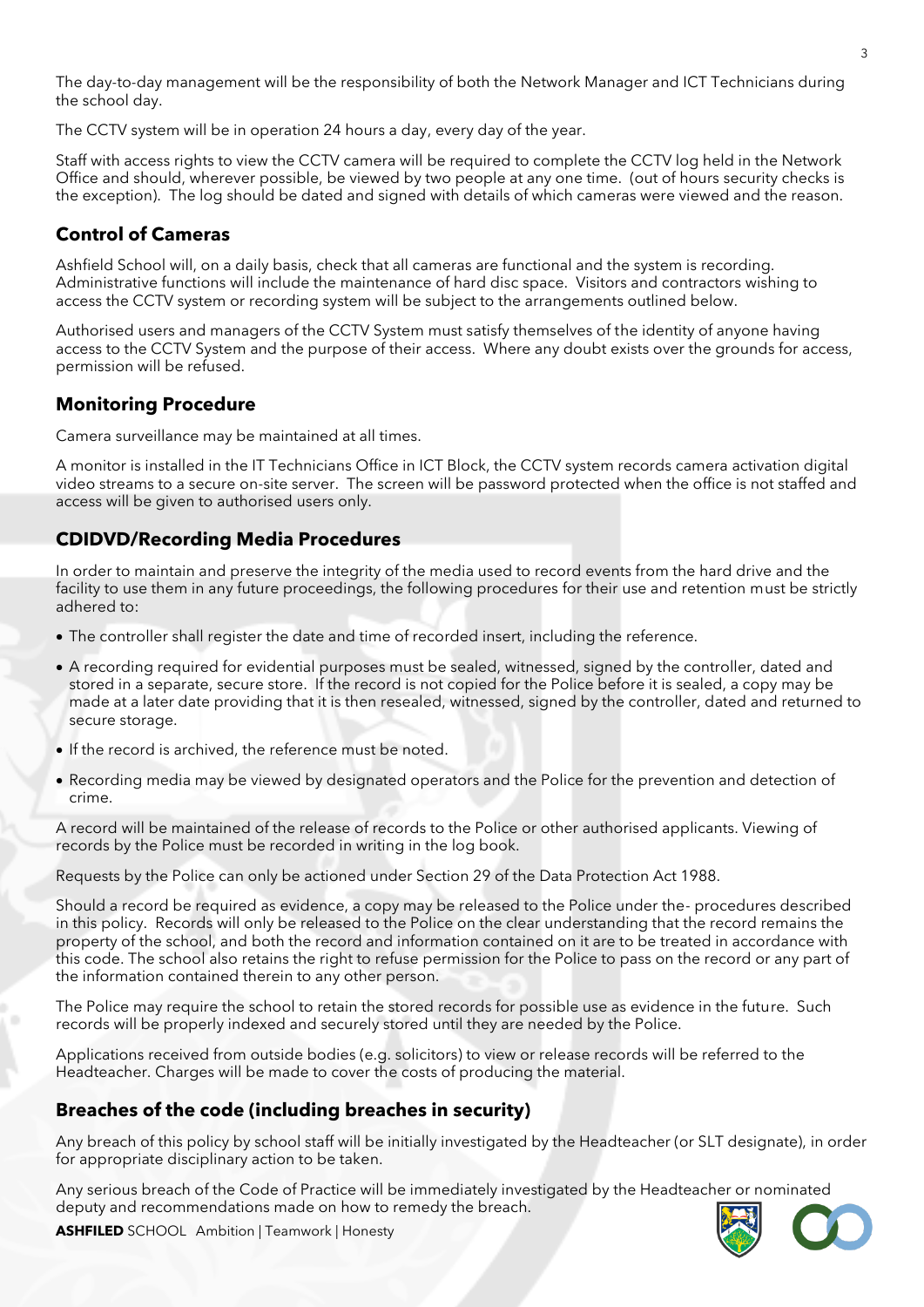The day-to-day management will be the responsibility of both the Network Manager and ICT Technicians during the school day.

The CCTV system will be in operation 24 hours a day, every day of the year.

Staff with access rights to view the CCTV camera will be required to complete the CCTV log held in the Network Office and should, wherever possible, be viewed by two people at any one time. (out of hours security checks is the exception). The log should be dated and signed with details of which cameras were viewed and the reason.

## Control of Cameras

Ashfield School will, on a daily basis, check that all cameras are functional and the system is recording. Administrative functions will include the maintenance of hard disc space. Visitors and contractors wishing to access the CCTV system or recording system will be subject to the arrangements outlined below.

Authorised users and managers of the CCTV System must satisfy themselves of the identity of anyone having access to the CCTV System and the purpose of their access. Where any doubt exists over the grounds for access, permission will be refused.

## Monitoring Procedure

Camera surveillance may be maintained at all times.

A monitor is installed in the IT Technicians Office in ICT Block, the CCTV system records camera activation digital video streams to a secure on-site server. The screen will be password protected when the office is not staffed and access will be given to authorised users only.

## CDIDVD/Recording Media Procedures

In order to maintain and preserve the integrity of the media used to record events from the hard drive and the facility to use them in any future proceedings, the following procedures for their use and retention must be strictly adhered to:

- The controller shall register the date and time of recorded insert, including the reference.
- A recording required for evidential purposes must be sealed, witnessed, signed by the controller, dated and stored in a separate, secure store. If the record is not copied for the Police before it is sealed, a copy may be made at a later date providing that it is then resealed, witnessed, signed by the controller, dated and returned to secure storage.
- If the record is archived, the reference must be noted.
- Recording media may be viewed by designated operators and the Police for the prevention and detection of crime.

A record will be maintained of the release of records to the Police or other authorised applicants. Viewing of records by the Police must be recorded in writing in the log book.

Requests by the Police can only be actioned under Section 29 of the Data Protection Act 1988.

Should a record be required as evidence, a copy may be released to the Police under the- procedures described in this policy. Records will only be released to the Police on the clear understanding that the record remains the property of the school, and both the record and information contained on it are to be treated in accordance with this code. The school also retains the right to refuse permission for the Police to pass on the record or any part of the information contained therein to any other person.

The Police may require the school to retain the stored records for possible use as evidence in the future. Such records will be properly indexed and securely stored until they are needed by the Police.

Applications received from outside bodies (e.g. solicitors) to view or release records will be referred to the Headteacher. Charges will be made to cover the costs of producing the material.

## Breaches of the code (including breaches in security)

Any breach of this policy by school staff will be initially investigated by the Headteacher (or SLT designate), in order for appropriate disciplinary action to be taken.

Any serious breach of the Code of Practice will be immediately investigated by the Headteacher or nominated deputy and recommendations made on how to remedy the breach.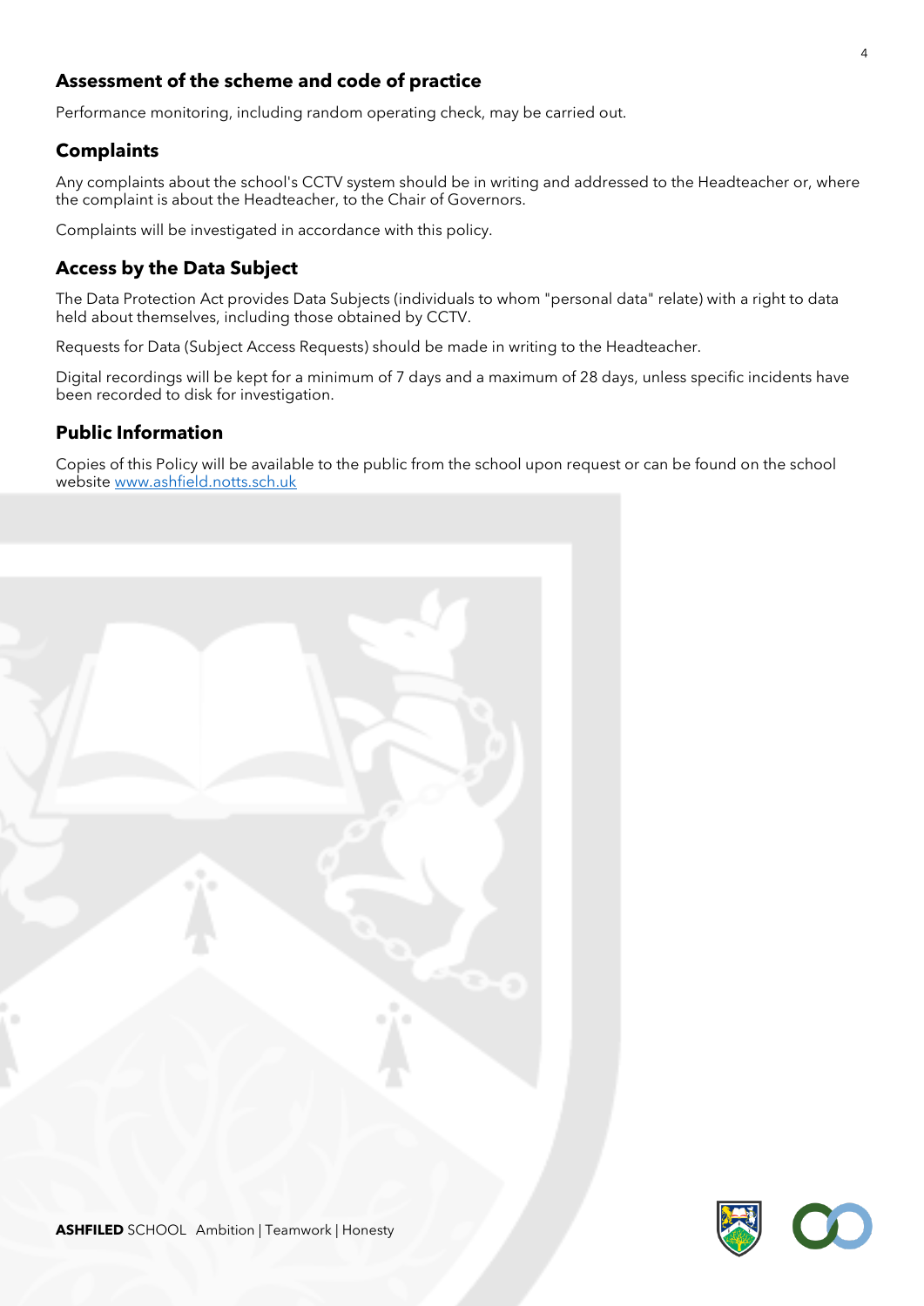## Assessment of the scheme and code of practice

Performance monitoring, including random operating check, may be carried out.

## Complaints

Any complaints about the school's CCTV system should be in writing and addressed to the Headteacher or, where the complaint is about the Headteacher, to the Chair of Governors.

Complaints will be investigated in accordance with this policy.

## Access by the Data Subject

The Data Protection Act provides Data Subjects (individuals to whom "personal data" relate) with a right to data held about themselves, including those obtained by CCTV.

Requests for Data (Subject Access Requests) should be made in writing to the Headteacher.

Digital recordings will be kept for a minimum of 7 days and a maximum of 28 days, unless specific incidents have been recorded to disk for investigation.

## Public Information

Copies of this Policy will be available to the public from the school upon request or can be found on the school website [www.ashfield.notts.sch.uk](http://www.ashfield.notts.sch.uk)